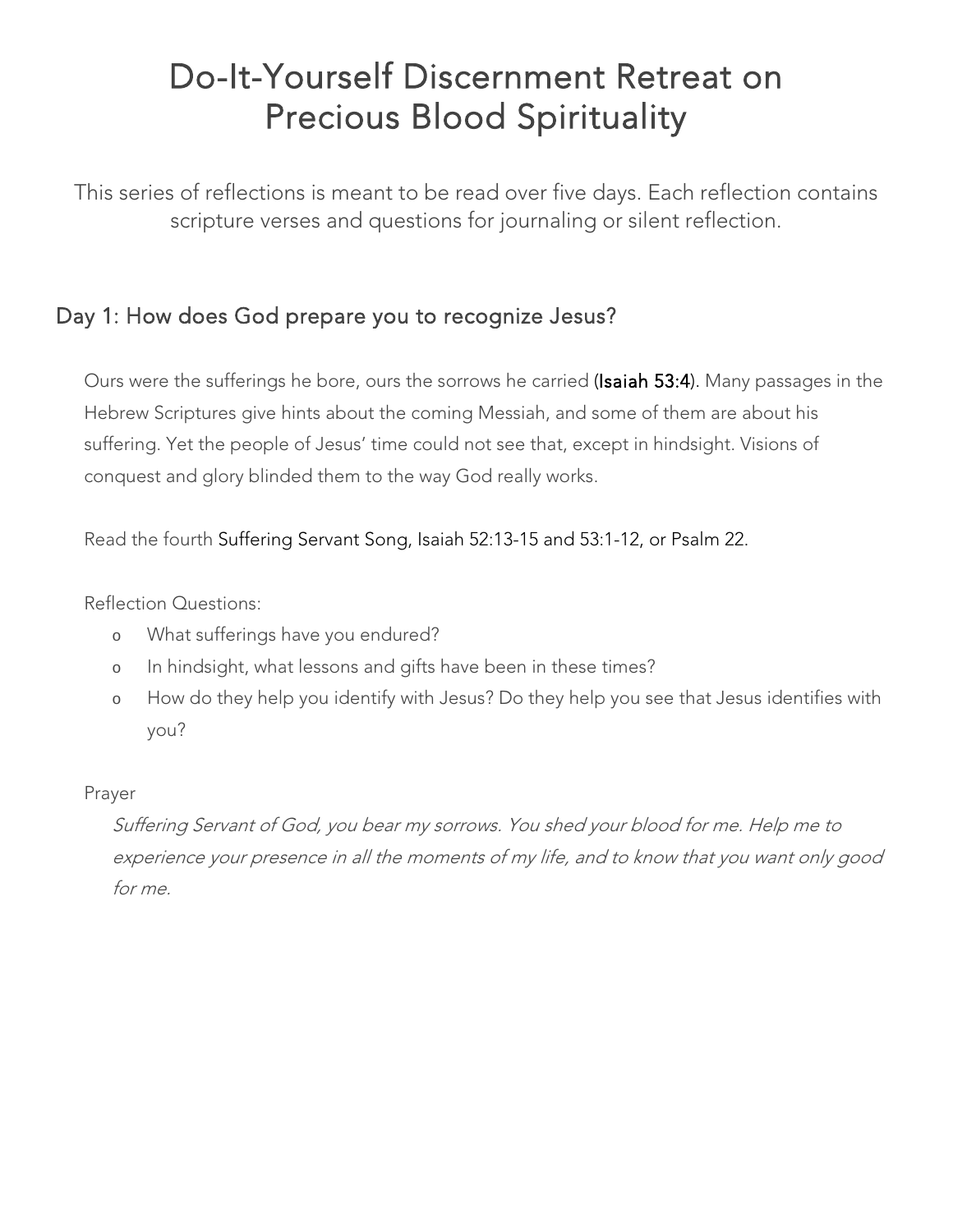# Do-It-Yourself Discernment Retreat on Precious Blood Spirituality

This series of reflections is meant to be read over five days. Each reflection contains scripture verses and questions for journaling or silent reflection.

## Day 1: How does God prepare you to recognize Jesus?

Ours were the sufferings he bore, ours the sorrows he carried (Isaiah 53:4). Many passages in the Hebrew Scriptures give hints about the coming Messiah, and some of them are about his suffering. Yet the people of Jesus' time could not see that, except in hindsight. Visions of conquest and glory blinded them to the way God really works.

Read the fourth Suffering Servant Song, Isaiah 52:13-15 and 53:1-12, or Psalm 22.

Reflection Questions:

- What sufferings have you endured?
- In hindsight, what lessons and gifts have been in these times?
- How do they help you identify with Jesus? Do they help you see that Jesus identifies with you?

Prayer

*Suffering Servant of God, you bear my sorrows. You shed your blood for me. Help me to experience your presence in all the moments of my life, and to know that you want only good for me.*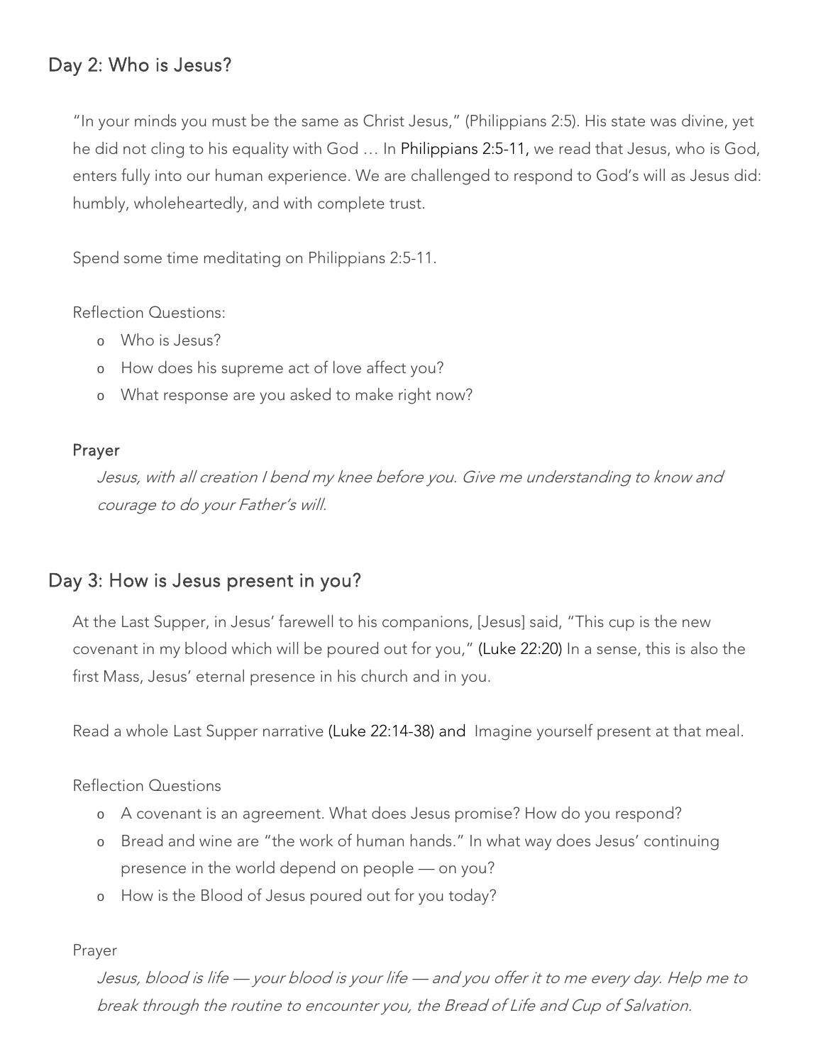## Day 2: Who is Jesus?

"In your minds you must be the same as Christ Jesus," (Philippians 2:5). His state was divine, yet he did not cling to his equality with God … In Philippians 2:5-11, we read that Jesus, who is God, enters fully into our human experience. We are challenged to respond to God's will as Jesus did: humbly, wholeheartedly, and with complete trust.

Spend some time meditating on Philippians 2:5-11.

Reflection Questions:

- Who is Jesus?
- How does his supreme act of love affect you?
- What response are you asked to make right now?

**Prayer**

*Jesus, with all creation I bend my knee before you. Give me understanding to know and courage to do your Father's will.*

## Day 3: How is Jesus present in you?

At the Last Supper, in Jesus' farewell to his companions, [Jesus] said, "This cup is the new covenant in my blood which will be poured out for you," (Luke 22:20) In a sense, this is also the first Mass, Jesus' eternal presence in his church and in you.

Read a whole Last Supper narrative (Luke 22:14-38) and Imagine yourself present at that meal.

Reflection Questions

- A covenant is an agreement. What does Jesus promise? How do you respond?
- Bread and wine are "the work of human hands." In what way does Jesus' continuing presence in the world depend on people — on you?
- How is the Blood of Jesus poured out for you today?

Prayer

*Jesus, blood is life — your blood is your life — and you offer it to me every day. Help me to break through the routine to encounter you, the Bread of Life and Cup of Salvation.*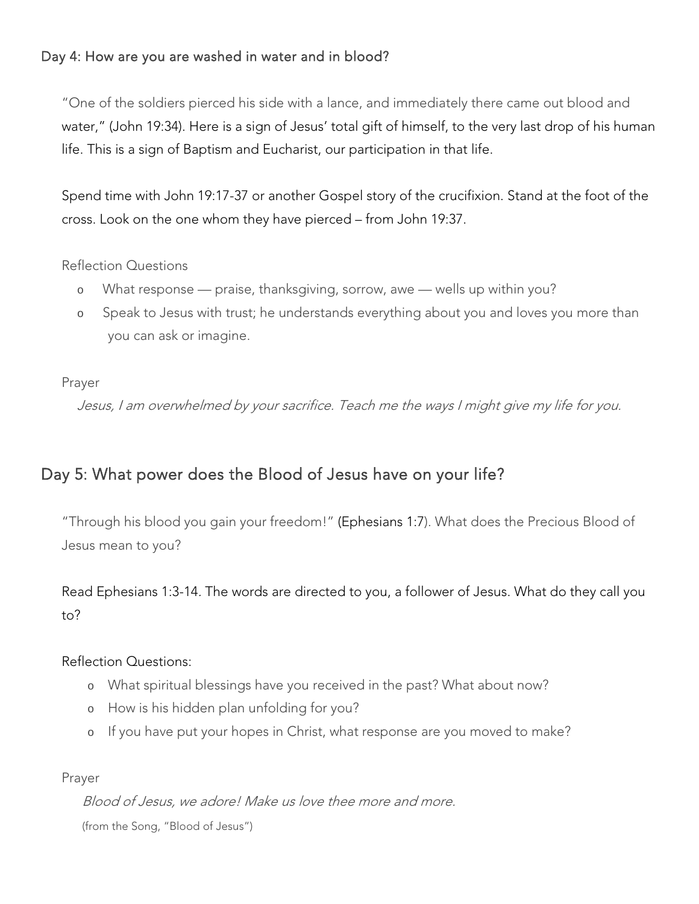### Day 4: How are you are washed in water and in blood?

"One of the soldiers pierced his side with a lance, and immediately there came out blood and water," (John 19:34). Here is a sign of Jesus' total gift of himself, to the very last drop of his human life. This is a sign of Baptism and Eucharist, our participation in that life.

Spend time with John 19:17-37 or another Gospel story of the crucifixion. Stand at the foot of the cross. Look on the one whom they have pierced – from John 19:37.

Reflection Questions

- What response — praise, thanksgiving, sorrow, awe — wells up within you?
- Speak to Jesus with trust; he understands everything about you and loves you more than you can ask or imagine.

Prayer

*Jesus, I am overwhelmed by your sacrifice. Teach me the ways I might give my life for you.*

## Day 5: What power does the Blood of Jesus have on your life?

"Through his blood you gain your freedom!" (Ephesians 1:7). What does the Precious Blood of Jesus mean to you?

Read Ephesians 1:3-14. The words are directed to you, a follower of Jesus. What do they call you to?

Reflection Questions:

- What spiritual blessings have you received in the past? What about now?
- How is his hidden plan unfolding for you?
- If you have put your hopes in Christ, what response are you moved to make?

Prayer

*Blood of Jesus, we adore! Make us love thee more and more.*

(from the Song, "Blood of Jesus")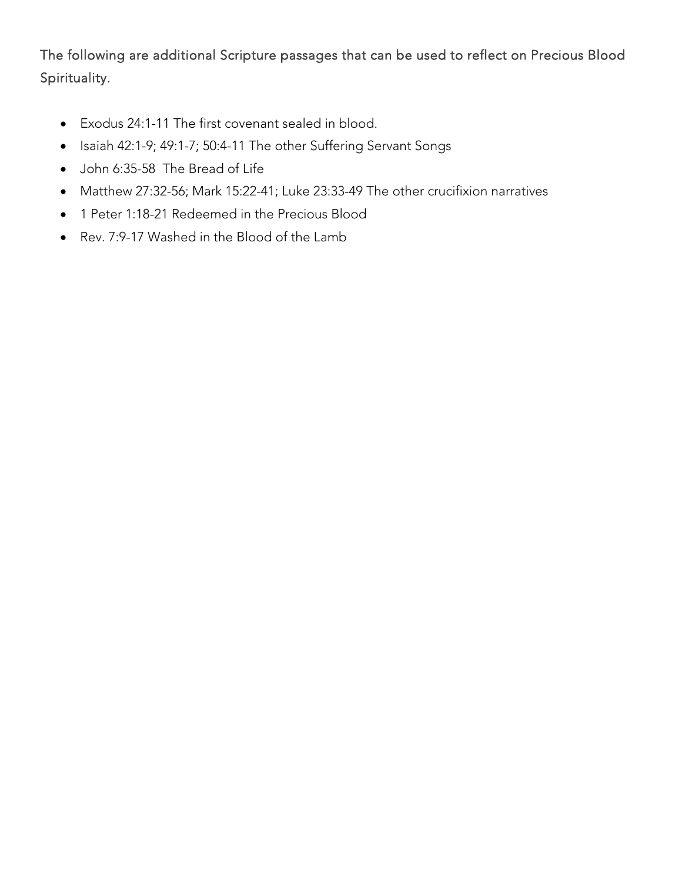The following are additional Scripture passages that can be used to reflect on Precious Blood Spirituality.

- Exodus 24:1-11 The first covenant sealed in blood.
- Isaiah 42:1-9; 49:1-7; 50:4-11 The other Suffering Servant Songs
- John 6:35-58 The Bread of Life
- Matthew 27:32-56; Mark 15:22-41; Luke 23:33-49 The other crucifixion narratives
- 1 Peter 1:18-21 Redeemed in the Precious Blood
- Rev. 7:9-17 Washed in the Blood of the Lamb